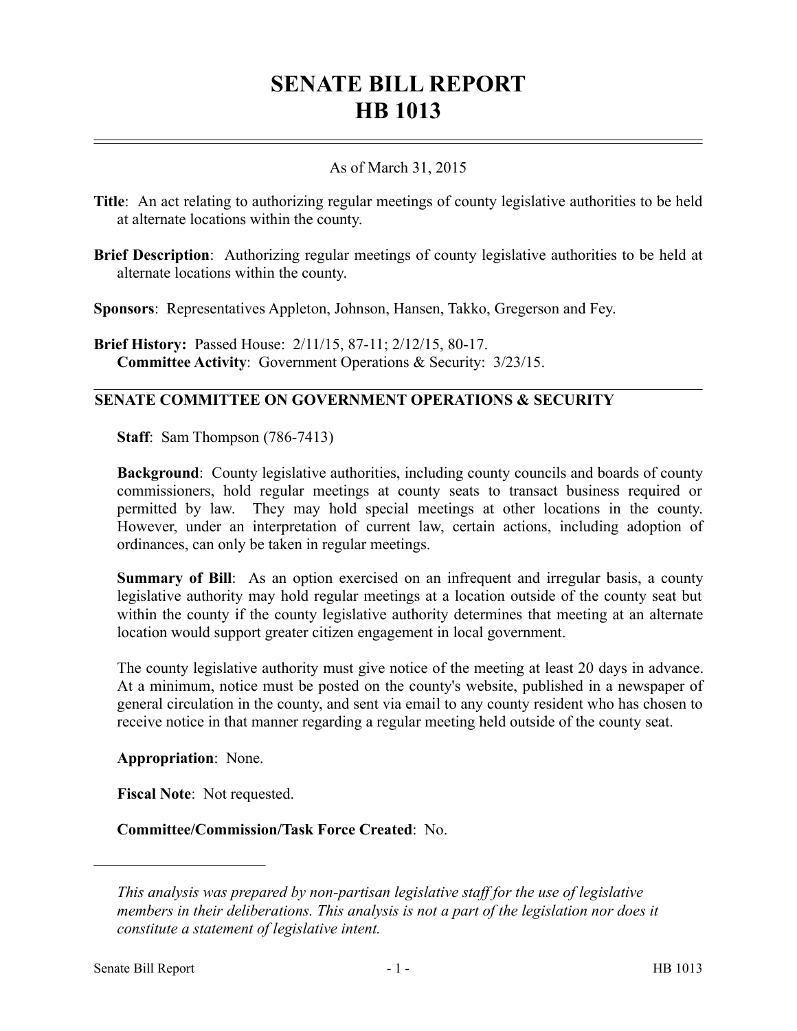# SENATE BILL REPORT
# HB 1013

As of March 31, 2015

**Title**: An act relating to authorizing regular meetings of county legislative authorities to be held at alternate locations within the county.

**Brief Description**: Authorizing regular meetings of county legislative authorities to be held at alternate locations within the county.

**Sponsors**: Representatives Appleton, Johnson, Hansen, Takko, Gregerson and Fey.

**Brief History:** Passed House: 2/11/15, 87-11; 2/12/15, 80-17.
**Committee Activity**: Government Operations & Security: 3/23/15.

## SENATE COMMITTEE ON GOVERNMENT OPERATIONS & SECURITY

**Staff**: Sam Thompson (786-7413)

**Background**: County legislative authorities, including county councils and boards of county commissioners, hold regular meetings at county seats to transact business required or permitted by law. They may hold special meetings at other locations in the county. However, under an interpretation of current law, certain actions, including adoption of ordinances, can only be taken in regular meetings.

**Summary of Bill**: As an option exercised on an infrequent and irregular basis, a county legislative authority may hold regular meetings at a location outside of the county seat but within the county if the county legislative authority determines that meeting at an alternate location would support greater citizen engagement in local government.

The county legislative authority must give notice of the meeting at least 20 days in advance. At a minimum, notice must be posted on the county's website, published in a newspaper of general circulation in the county, and sent via email to any county resident who has chosen to receive notice in that manner regarding a regular meeting held outside of the county seat.

**Appropriation**: None.

**Fiscal Note**: Not requested.

**Committee/Commission/Task Force Created**: No.

---

*This analysis was prepared by non-partisan legislative staff for the use of legislative members in their deliberations. This analysis is not a part of the legislation nor does it constitute a statement of legislative intent.*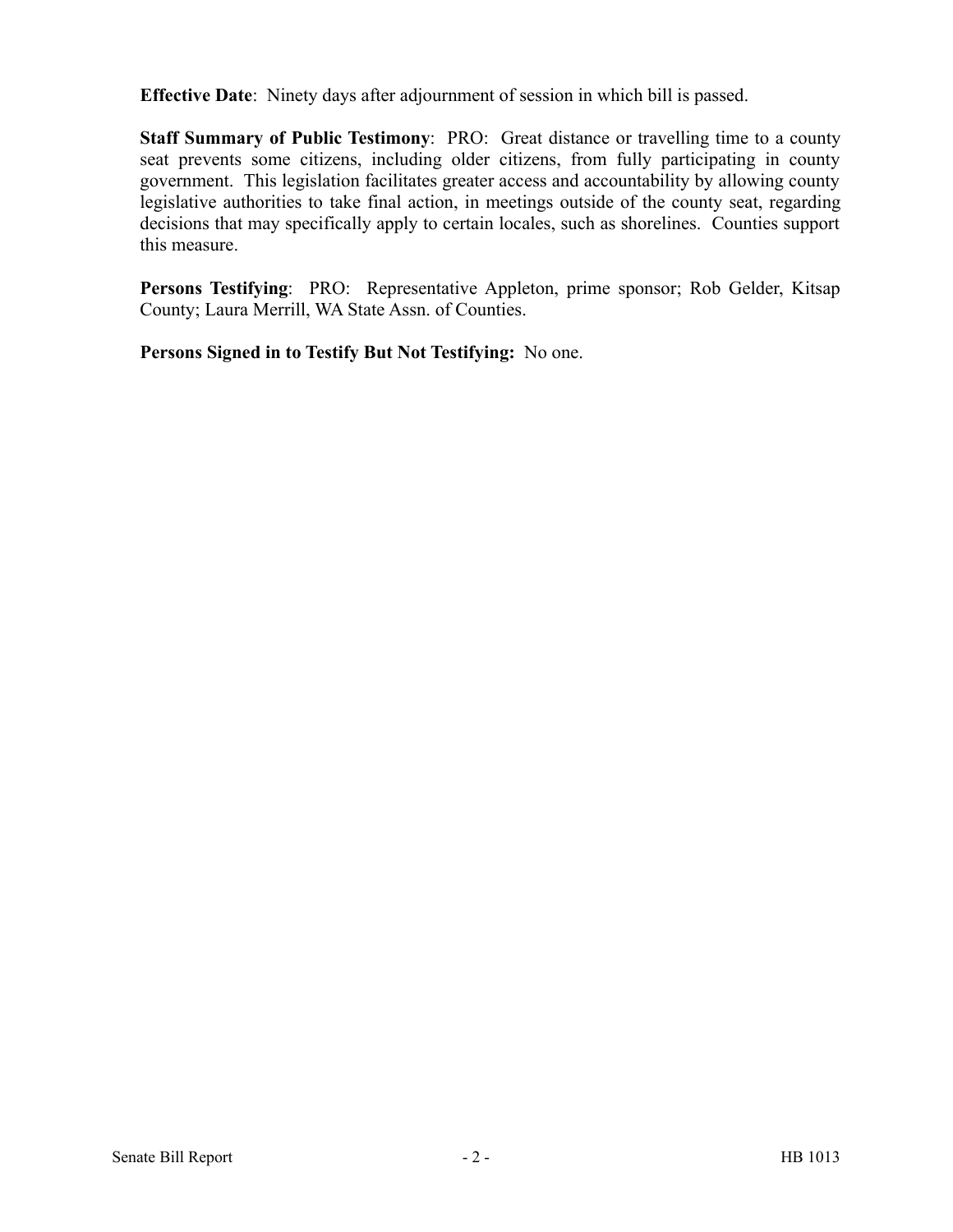**Effective Date**: Ninety days after adjournment of session in which bill is passed.

**Staff Summary of Public Testimony**: PRO: Great distance or travelling time to a county seat prevents some citizens, including older citizens, from fully participating in county government. This legislation facilitates greater access and accountability by allowing county legislative authorities to take final action, in meetings outside of the county seat, regarding decisions that may specifically apply to certain locales, such as shorelines. Counties support this measure.

**Persons Testifying**: PRO: Representative Appleton, prime sponsor; Rob Gelder, Kitsap County; Laura Merrill, WA State Assn. of Counties.

**Persons Signed in to Testify But Not Testifying:** No one.